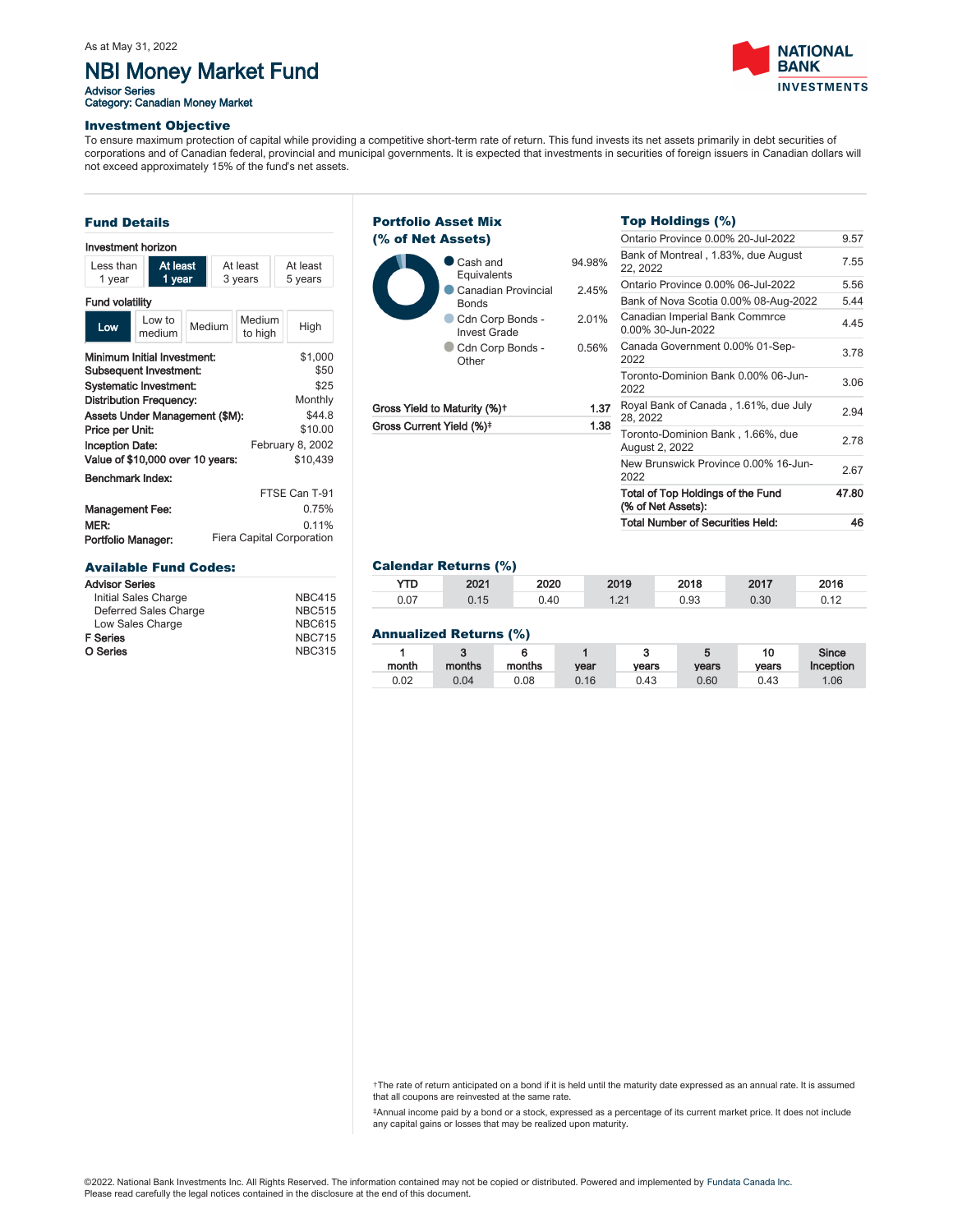As at May 31, 2022

# NBI Money Market Fund

Advisor Series
Category: Canadian Money Market

### Investment Objective

To ensure maximum protection of capital while providing a competitive short-term rate of return. This fund invests its net assets primarily in debt securities of corporations and of Canadian federal, provincial and municipal governments. It is expected that investments in securities of foreign issuers in Canadian dollars will not exceed approximately 15% of the fund's net assets.

### Fund Details

Investment horizon

| Less than 1 year | **At least 1 year** | At least 3 years | At least 5 years |
|---|---|---|---|

Fund volatility

| **Low** | Low to medium | Medium | Medium to high | High |
|---|---|---|---|---|

| | |
|---|---|
| Minimum Initial Investment: | $1,000 |
| Subsequent Investment: | $50 |
| Systematic Investment: | $25 |
| Distribution Frequency: | Monthly |
| Assets Under Management ($M): | $44.8 |
| Price per Unit: | $10.00 |
| Inception Date: | February 8, 2002 |
| Value of $10,000 over 10 years: | $10,439 |
| Benchmark Index: | FTSE Can T-91 |
| Management Fee: | 0.75% |
| MER: | 0.11% |
| Portfolio Manager: | Fiera Capital Corporation |

### Available Fund Codes:

| | |
|---|---|
| **Advisor Series** | |
| Initial Sales Charge | NBC415 |
| Deferred Sales Charge | NBC515 |
| Low Sales Charge | NBC615 |
| **F Series** | NBC715 |
| **O Series** | NBC315 |

### Portfolio Asset Mix (% of Net Assets)

| | |
|---|---|
| Cash and Equivalents | 94.98% |
| Canadian Provincial Bonds | 2.45% |
| Cdn Corp Bonds - Invest Grade | 2.01% |
| Cdn Corp Bonds - Other | 0.56% |

| | |
|---|---|
| Gross Yield to Maturity (%)† | 1.37 |
| Gross Current Yield (%)‡ | 1.38 |

### Top Holdings (%)

| | |
|---|---|
| Ontario Province 0.00% 20-Jul-2022 | 9.57 |
| Bank of Montreal , 1.83%, due August 22, 2022 | 7.55 |
| Ontario Province 0.00% 06-Jul-2022 | 5.56 |
| Bank of Nova Scotia 0.00% 08-Aug-2022 | 5.44 |
| Canadian Imperial Bank Commrce 0.00% 30-Jun-2022 | 4.45 |
| Canada Government 0.00% 01-Sep-2022 | 3.78 |
| Toronto-Dominion Bank 0.00% 06-Jun-2022 | 3.06 |
| Royal Bank of Canada , 1.61%, due July 28, 2022 | 2.94 |
| Toronto-Dominion Bank , 1.66%, due August 2, 2022 | 2.78 |
| New Brunswick Province 0.00% 16-Jun-2022 | 2.67 |
| **Total of Top Holdings of the Fund (% of Net Assets):** | **47.80** |
| **Total Number of Securities Held:** | **46** |

### Calendar Returns (%)

| YTD | 2021 | 2020 | 2019 | 2018 | 2017 | 2016 |
|---|---|---|---|---|---|---|
| 0.07 | 0.15 | 0.40 | 1.21 | 0.93 | 0.30 | 0.12 |

### Annualized Returns (%)

| 1 month | 3 months | 6 months | 1 year | 3 years | 5 years | 10 years | Since Inception |
|---|---|---|---|---|---|---|---|
| 0.02 | 0.04 | 0.08 | 0.16 | 0.43 | 0.60 | 0.43 | 1.06 |

†The rate of return anticipated on a bond if it is held until the maturity date expressed as an annual rate. It is assumed that all coupons are reinvested at the same rate.

‡Annual income paid by a bond or a stock, expressed as a percentage of its current market price. It does not include any capital gains or losses that may be realized upon maturity.

©2022. National Bank Investments Inc. All Rights Reserved. The information contained may not be copied or distributed. Powered and implemented by Fundata Canada Inc.
Please read carefully the legal notices contained in the disclosure at the end of this document.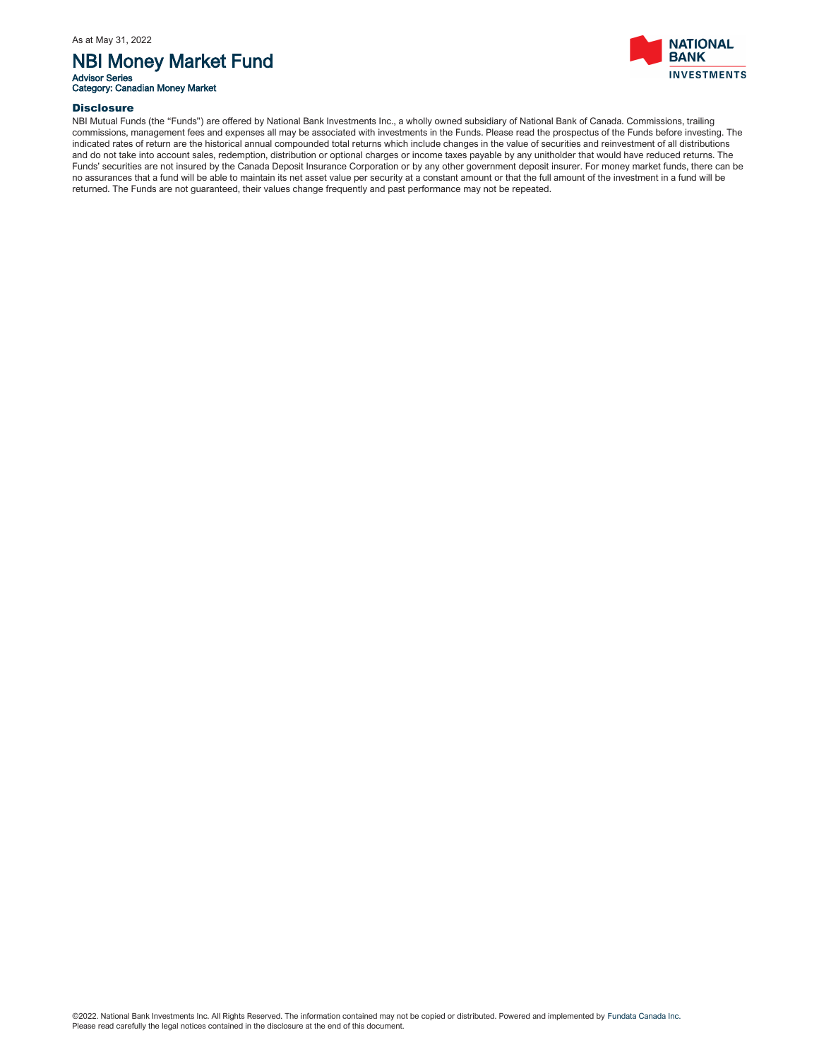As at May 31, 2022

# NBI Money Market Fund

**Advisor Series**
**Category: Canadian Money Market**

## Disclosure

NBI Mutual Funds (the “Funds”) are offered by National Bank Investments Inc., a wholly owned subsidiary of National Bank of Canada. Commissions, trailing commissions, management fees and expenses all may be associated with investments in the Funds. Please read the prospectus of the Funds before investing. The indicated rates of return are the historical annual compounded total returns which include changes in the value of securities and reinvestment of all distributions and do not take into account sales, redemption, distribution or optional charges or income taxes payable by any unitholder that would have reduced returns. The Funds’ securities are not insured by the Canada Deposit Insurance Corporation or by any other government deposit insurer. For money market funds, there can be no assurances that a fund will be able to maintain its net asset value per security at a constant amount or that the full amount of the investment in a fund will be returned. The Funds are not guaranteed, their values change frequently and past performance may not be repeated.

©2022. National Bank Investments Inc. All Rights Reserved. The information contained may not be copied or distributed. Powered and implemented by Fundata Canada Inc.
Please read carefully the legal notices contained in the disclosure at the end of this document.